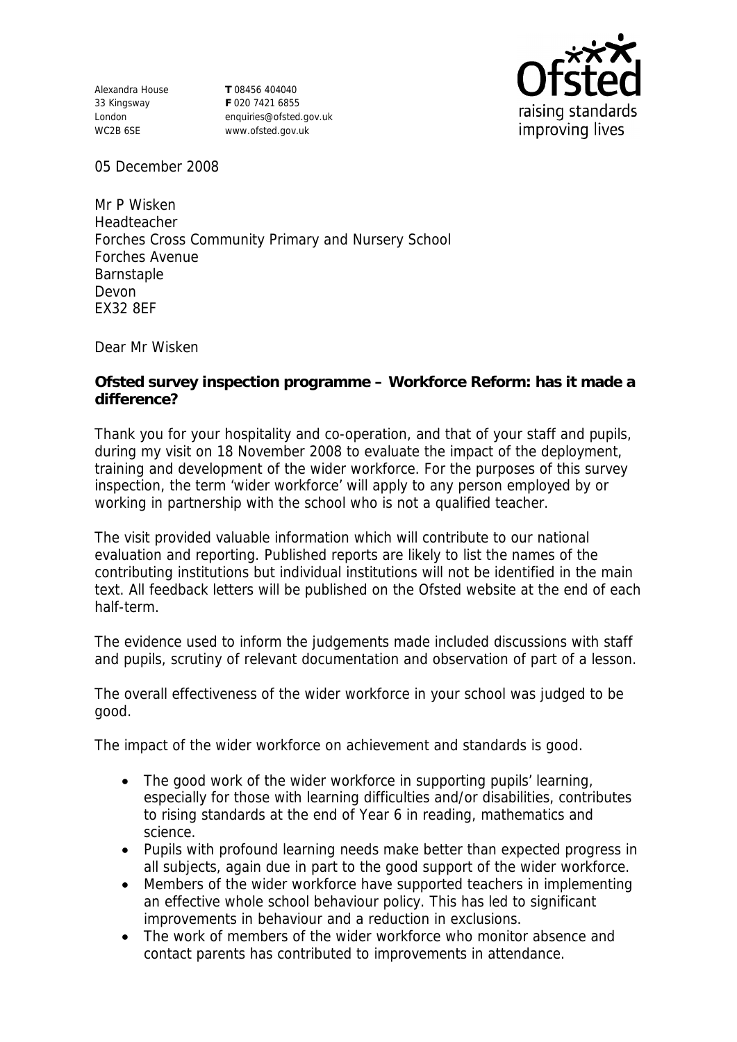Alexandra House
33 Kingsway
London
WC2B 6SE

**T** 08456 404040
**F** 020 7421 6855
enquiries@ofsted.gov.uk
www.ofsted.gov.uk

05 December 2008

Mr P Wisken
Headteacher
Forches Cross Community Primary and Nursery School
Forches Avenue
Barnstaple
Devon
EX32 8EF

Dear Mr Wisken

**Ofsted survey inspection programme – Workforce Reform: has it made a difference?**

Thank you for your hospitality and co-operation, and that of your staff and pupils, during my visit on 18 November 2008 to evaluate the impact of the deployment, training and development of the wider workforce. For the purposes of this survey inspection, the term 'wider workforce' will apply to any person employed by or working in partnership with the school who is not a qualified teacher.

The visit provided valuable information which will contribute to our national evaluation and reporting. Published reports are likely to list the names of the contributing institutions but individual institutions will not be identified in the main text. All feedback letters will be published on the Ofsted website at the end of each half-term.

The evidence used to inform the judgements made included discussions with staff and pupils, scrutiny of relevant documentation and observation of part of a lesson.

The overall effectiveness of the wider workforce in your school was judged to be good.

The impact of the wider workforce on achievement and standards is good.

- The good work of the wider workforce in supporting pupils' learning, especially for those with learning difficulties and/or disabilities, contributes to rising standards at the end of Year 6 in reading, mathematics and science.
- Pupils with profound learning needs make better than expected progress in all subjects, again due in part to the good support of the wider workforce.
- Members of the wider workforce have supported teachers in implementing an effective whole school behaviour policy. This has led to significant improvements in behaviour and a reduction in exclusions.
- The work of members of the wider workforce who monitor absence and contact parents has contributed to improvements in attendance.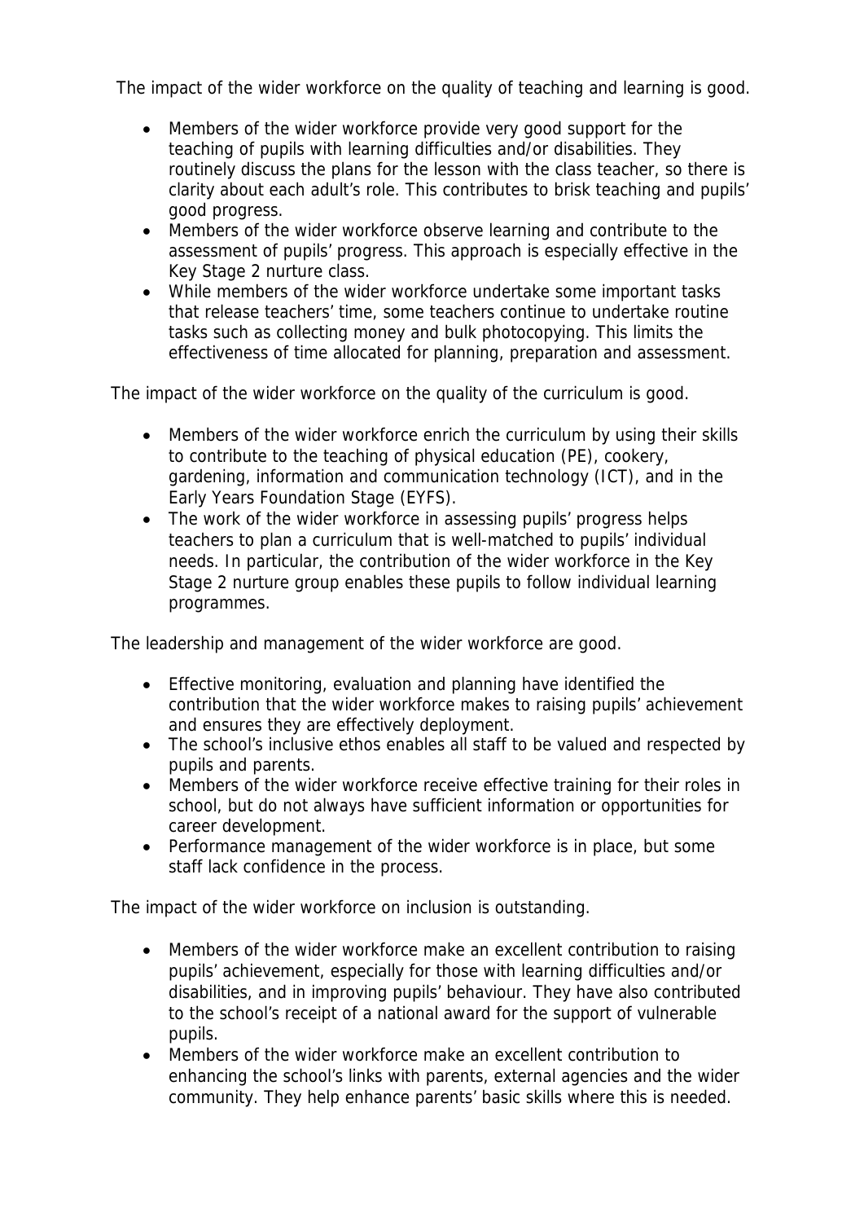The impact of the wider workforce on the quality of teaching and learning is good.

- Members of the wider workforce provide very good support for the teaching of pupils with learning difficulties and/or disabilities. They routinely discuss the plans for the lesson with the class teacher, so there is clarity about each adult's role. This contributes to brisk teaching and pupils' good progress.
- Members of the wider workforce observe learning and contribute to the assessment of pupils' progress. This approach is especially effective in the Key Stage 2 nurture class.
- While members of the wider workforce undertake some important tasks that release teachers' time, some teachers continue to undertake routine tasks such as collecting money and bulk photocopying. This limits the effectiveness of time allocated for planning, preparation and assessment.

The impact of the wider workforce on the quality of the curriculum is good.

- Members of the wider workforce enrich the curriculum by using their skills to contribute to the teaching of physical education (PE), cookery, gardening, information and communication technology (ICT), and in the Early Years Foundation Stage (EYFS).
- The work of the wider workforce in assessing pupils' progress helps teachers to plan a curriculum that is well-matched to pupils' individual needs. In particular, the contribution of the wider workforce in the Key Stage 2 nurture group enables these pupils to follow individual learning programmes.

The leadership and management of the wider workforce are good.

- Effective monitoring, evaluation and planning have identified the contribution that the wider workforce makes to raising pupils' achievement and ensures they are effectively deployment.
- The school's inclusive ethos enables all staff to be valued and respected by pupils and parents.
- Members of the wider workforce receive effective training for their roles in school, but do not always have sufficient information or opportunities for career development.
- Performance management of the wider workforce is in place, but some staff lack confidence in the process.

The impact of the wider workforce on inclusion is outstanding.

- Members of the wider workforce make an excellent contribution to raising pupils' achievement, especially for those with learning difficulties and/or disabilities, and in improving pupils' behaviour. They have also contributed to the school's receipt of a national award for the support of vulnerable pupils.
- Members of the wider workforce make an excellent contribution to enhancing the school's links with parents, external agencies and the wider community. They help enhance parents' basic skills where this is needed.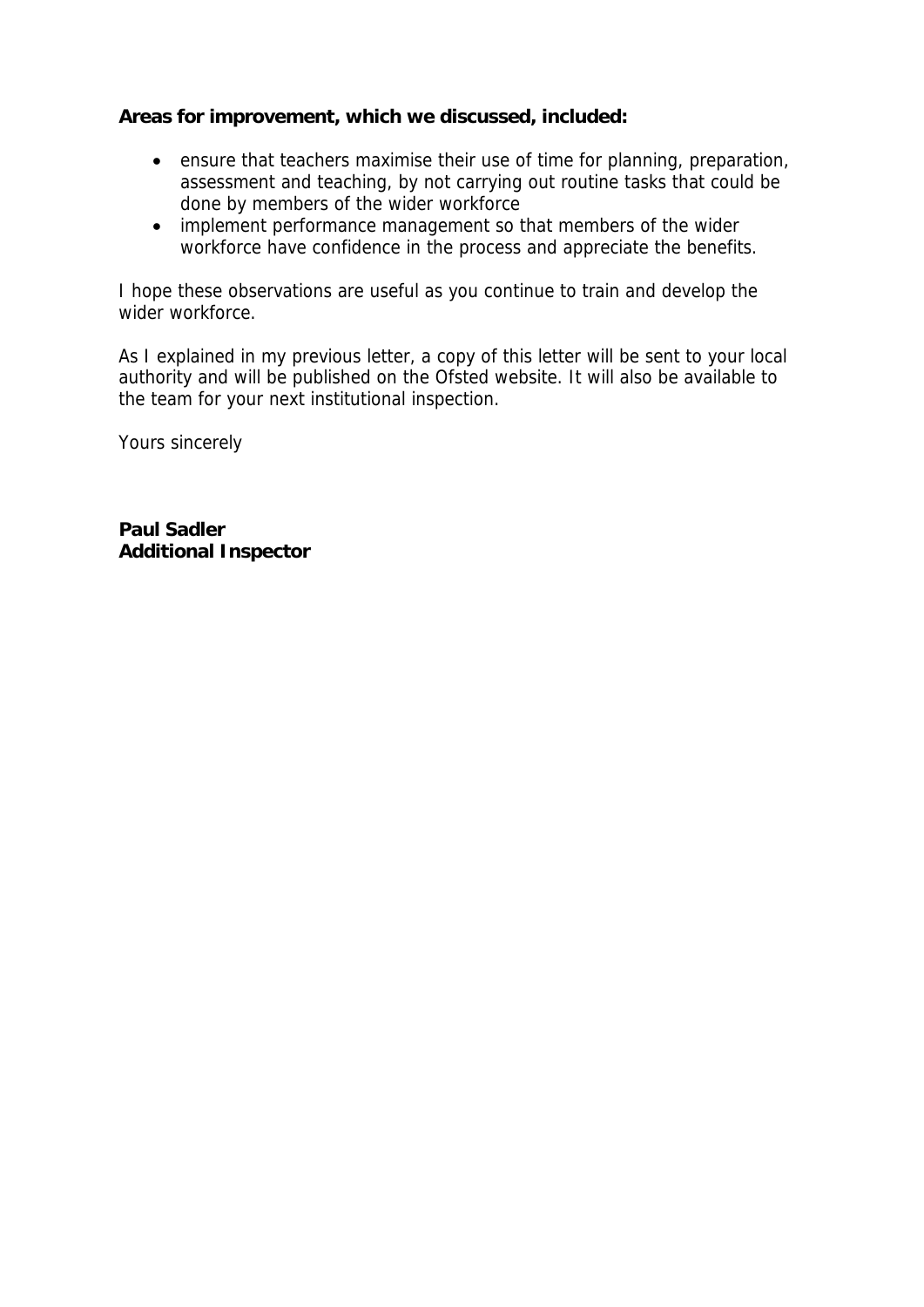**Areas for improvement, which we discussed, included:**

- ensure that teachers maximise their use of time for planning, preparation, assessment and teaching, by not carrying out routine tasks that could be done by members of the wider workforce
- implement performance management so that members of the wider workforce have confidence in the process and appreciate the benefits.

I hope these observations are useful as you continue to train and develop the wider workforce.

As I explained in my previous letter, a copy of this letter will be sent to your local authority and will be published on the Ofsted website. It will also be available to the team for your next institutional inspection.

Yours sincerely

**Paul Sadler**
**Additional Inspector**